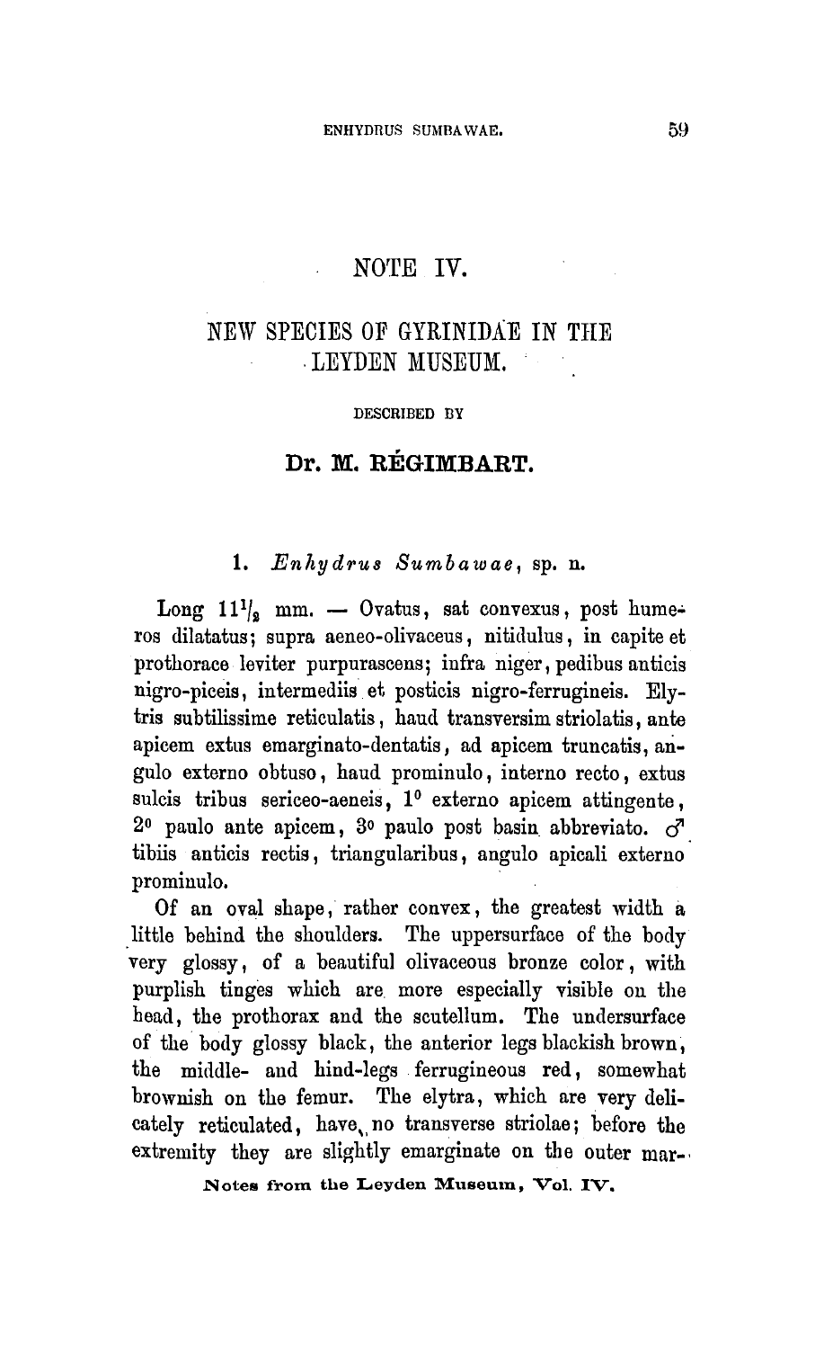# NOTE IV.

## NEW SPECIES OF GYRINIDAE IN THE LEYDEN MUSEUM.

DESCRIBED BY

**Dr. M. RÉGIMBART.**

### 1. *Enhydrus Sumbawae*, sp. n.

Long $11^1/_2$ mm. — Ovatus, sat convexus, post humeros dilatatus; supra aeneo-olivaceus, nitidulus, in capite et prothorace leviter purpurascens; infra niger, pedibus anticis nigro-piceis, intermediis et posticis nigro-ferrugineis. Elytris subtilissime reticulatis, haud transversim striolatis, ante apicem extus emarginato-dentatis, ad apicem truncatis, angulo externo obtuso, haud prominulo, interno recto, extus sulcis tribus sericeo-aeneis, 1° externo apicem attingente, 2° paulo ante apicem, 3° paulo post basin abbreviato. ♂ tibiis anticis rectis, triangularibus, angulo apicali externo prominulo.

Of an oval shape, rather convex, the greatest width a little behind the shoulders. The uppersurface of the body very glossy, of a beautiful olivaceous bronze color, with purplish tinges which are more especially visible on the head, the prothorax and the scutellum. The undersurface of the body glossy black, the anterior legs blackish brown, the middle- and hind-legs ferrugineous red, somewhat brownish on the femur. The elytra, which are very delicately reticulated, have no transverse striolae; before the extremity they are slightly emarginate on the outer mar-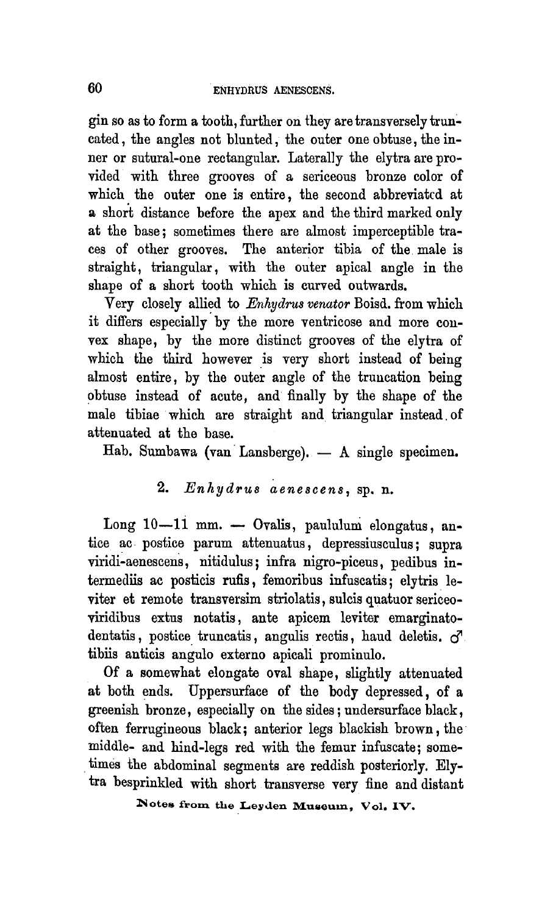gin so as to form a tooth, further on they are transversely truncated, the angles not blunted, the outer one obtuse, the inner or sutural-one rectangular. Laterally the elytra are provided with three grooves of a sericeous bronze color of which the outer one is entire, the second abbreviated at a short distance before the apex and the third marked only at the base; sometimes there are almost imperceptible traces of other grooves. The anterior tibia of the male is straight, triangular, with the outer apical angle in the shape of a short tooth which is curved outwards.

Very closely allied to *Enhydrus venator* Boisd. from which it differs especially by the more ventricose and more convex shape, by the more distinct grooves of the elytra of which the third however is very short instead of being almost entire, by the outer angle of the truncation being obtuse instead of acute, and finally by the shape of the male tibiae which are straight and triangular instead of attenuated at the base.

Hab. Sumbawa (van Lansberge). — A single specimen.

## 2. *Enhydrus aenescens*, sp. n.

Long 10—11 mm. — Ovalis, paululum elongatus, antice ac postice parum attenuatus, depressiusculus; supra viridi-aenescens, nitidulus; infra nigro-piceus, pedibus intermediis ac posticis rufis, femoribus infuscatis; elytris leviter et remote transversim striolatis, sulcis quatuor sericeo-viridibus extus notatis, ante apicem leviter emarginato-dentatis, postice truncatis, angulis rectis, haud deletis. ♂ tibiis anticis angulo externo apicali prominulo.

Of a somewhat elongate oval shape, slightly attenuated at both ends. Uppersurface of the body depressed, of a greenish bronze, especially on the sides; undersurface black, often ferrugineous black; anterior legs blackish brown, the middle- and hind-legs red with the femur infuscate; sometimes the abdominal segments are reddish posteriorly. Elytra besprinkled with short transverse very fine and distant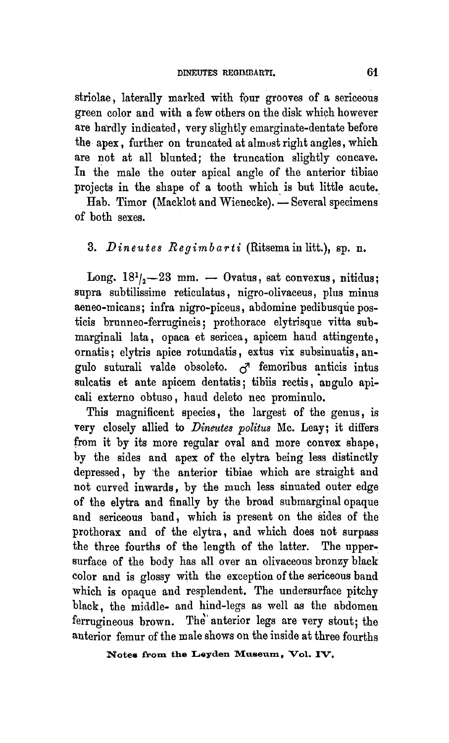striolae, laterally marked with four grooves of a sericeous green color and with a few others on the disk which however are hardly indicated, very slightly emarginate-dentate before the apex, further on truncated at almost right angles, which are not at all blunted; the truncation slightly concave. In the male the outer apical angle of the anterior tibiae projects in the shape of a tooth which is but little acute.

Hab. Timor (Macklot and Wienecke). — Several specimens of both sexes.

### 3. *Dineutes Regimbarti* (Ritsema in litt.), sp. n.

Long. $18^1/_2$—23 mm. — Ovatus, sat convexus, nitidus; supra subtilissime reticulatus, nigro-olivaceus, plus minus aeneo-micans; infra nigro-piceus, abdomine pedibusque posticis brunneo-ferrugineis; prothorace elytrisque vitta submarginali lata, opaca et sericea, apicem haud attingente, ornatis; elytris apice rotundatis, extus vix subsinuatis, angulo suturali valde obsoleto. ♂ femoribus anticis intus sulcatis et ante apicem dentatis; tibiis rectis, angulo apicali externo obtuso, haud deleto nec prominulo.

This magnificent species, the largest of the genus, is very closely allied to *Dineutes politus* Mc. Leay; it differs from it by its more regular oval and more convex shape, by the sides and apex of the elytra being less distinctly depressed, by the anterior tibiae which are straight and not curved inwards, by the much less sinuated outer edge of the elytra and finally by the broad submarginal opaque and sericeous band, which is present on the sides of the prothorax and of the elytra, and which does not surpass the three fourths of the length of the latter. The uppersurface of the body has all over an olivaceous bronzy black color and is glossy with the exception of the sericeous band which is opaque and resplendent. The undersurface pitchy black, the middle- and hind-legs as well as the abdomen ferruginous brown. The anterior legs are very stout; the anterior femur of the male shows on the inside at three fourths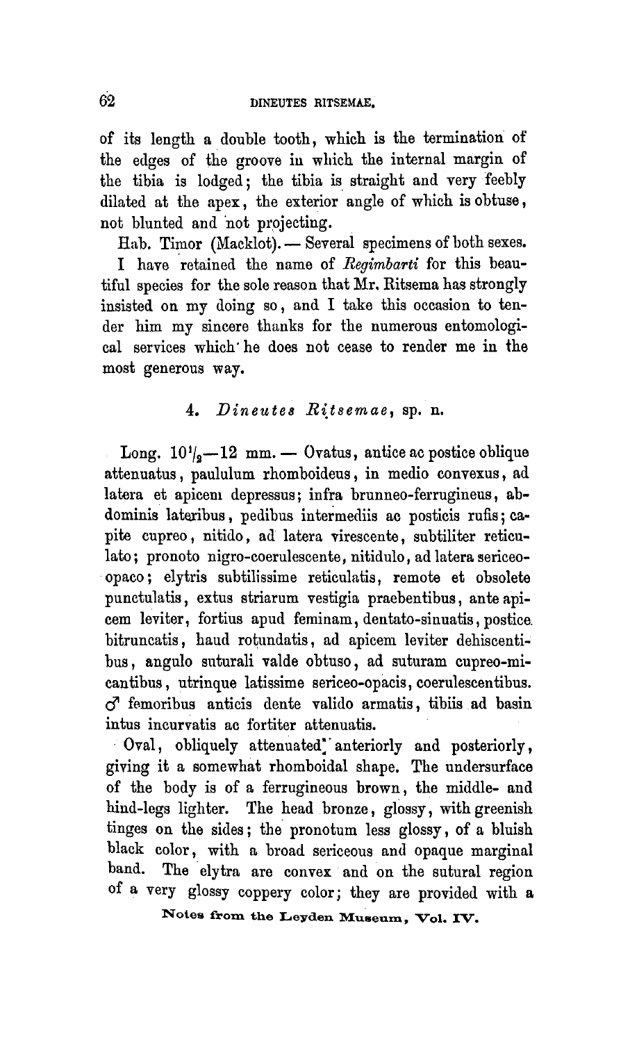of its length a double tooth, which is the termination of the edges of the groove in which the internal margin of the tibia is lodged; the tibia is straight and very feebly dilated at the apex, the exterior angle of which is obtuse, not blunted and not projecting.

Hab. Timor (Macklot). — Several specimens of both sexes.

I have retained the name of *Regimbarti* for this beautiful species for the sole reason that Mr. Ritsema has strongly insisted on my doing so, and I take this occasion to tender him my sincere thanks for the numerous entomological services which he does not cease to render me in the most generous way.

### 4. *Dineutes Ritsemae*, sp. n.

Long. $10^1/_2$—12 mm. — Ovatus, antice ac postice oblique attenuatus, paululum rhomboideus, in medio convexus, ad latera et apicem depressus; infra brunneo-ferrugineus, abdominis lateribus, pedibus intermediis ac posticis rufis; capite cupreo, nitido, ad latera virescente, subtiliter reticulato; pronoto nigro-coerulescente, nitidulo, ad latera sericeo-opaco; elytris subtilissime reticulatis, remote et obsolete punctulatis, extus striarum vestigia praebentibus, ante apicem leviter, fortius apud feminam, dentato-sinuatis, postice bitruncatis, haud rotundatis, ad apicem leviter dehiscentibus, angulo suturali valde obtuso, ad suturam cupreo-micantibus, utrinque latissime sericeo-opacis, coerulescentibus. ♂ femoribus anticis dente valido armatis, tibiis ad basin intus incurvatis ac fortiter attenuatis.

Oval, obliquely attenuated anteriorly and posteriorly, giving it a somewhat rhomboidal shape. The undersurface of the body is of a ferrugineous brown, the middle- and hind-legs lighter. The head bronze, glossy, with greenish tinges on the sides; the pronotum less glossy, of a bluish black color, with a broad sericeous and opaque marginal band. The elytra are convex and on the sutural region of a very glossy coppery color; they are provided with a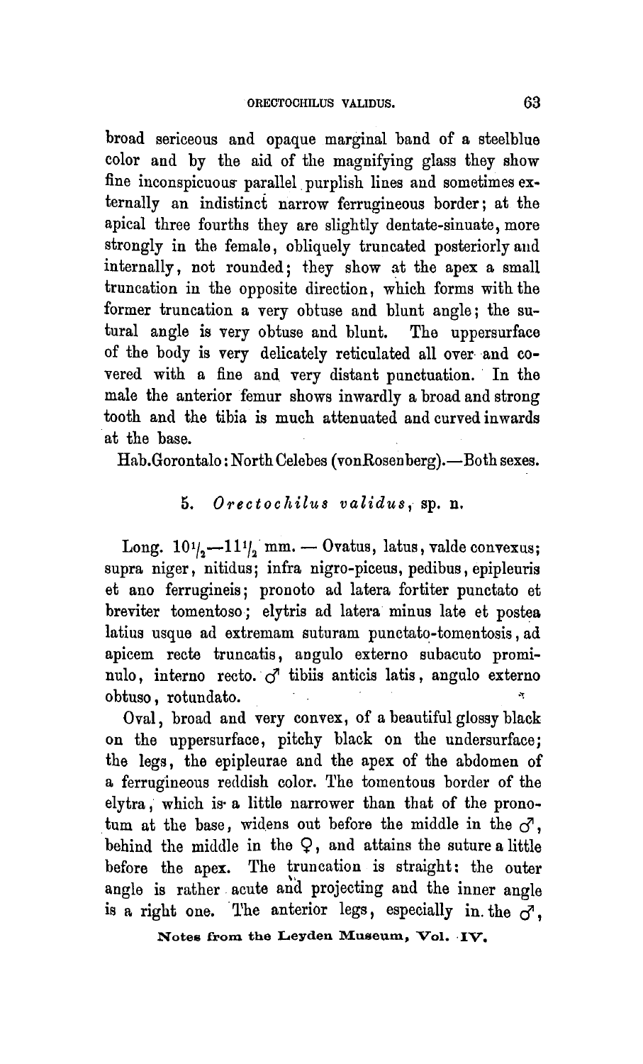broad sericeous and opaque marginal band of a steelblue color and by the aid of the magnifying glass they show fine inconspicuous parallel purplish lines and sometimes externally an indistinct narrow ferrugineous border; at the apical three fourths they are slightly dentate-sinuate, more strongly in the female, obliquely truncated posteriorly and internally, not rounded; they show at the apex a small truncation in the opposite direction, which forms with the former truncation a very obtuse and blunt angle; the sutural angle is very obtuse and blunt. The uppersurface of the body is very delicately reticulated all over and covered with a fine and very distant punctuation. In the male the anterior femur shows inwardly a broad and strong tooth and the tibia is much attenuated and curved inwards at the base.

Hab. Gorontalo: North Celebes (von Rosenberg).—Both sexes.

### 5. *Orectochilus validus*, sp. n.

Long. $10^1/_2$—$11^1/_2$ mm. — Ovatus, latus, valde convexus; supra niger, nitidus; infra nigro-piceus, pedibus, epipleuris et ano ferrugineis; pronoto ad latera fortiter punctato et breviter tomentoso; elytris ad latera minus late et postea latius usque ad extremam suturam punctato-tomentosis, ad apicem recte truncatis, angulo externo subacuto prominulo, interno recto. ♂ tibiis anticis latis, angulo externo obtuso, rotundato.

Oval, broad and very convex, of a beautiful glossy black on the uppersurface, pitchy black on the undersurface; the legs, the epipleurae and the apex of the abdomen of a ferrugineous reddish color. The tomentous border of the elytra, which is a little narrower than that of the pronotum at the base, widens out before the middle in the ♂, behind the middle in the ♀, and attains the suture a little before the apex. The truncation is straight: the outer angle is rather acute and projecting and the inner angle is a right one. The anterior legs, especially in the ♂,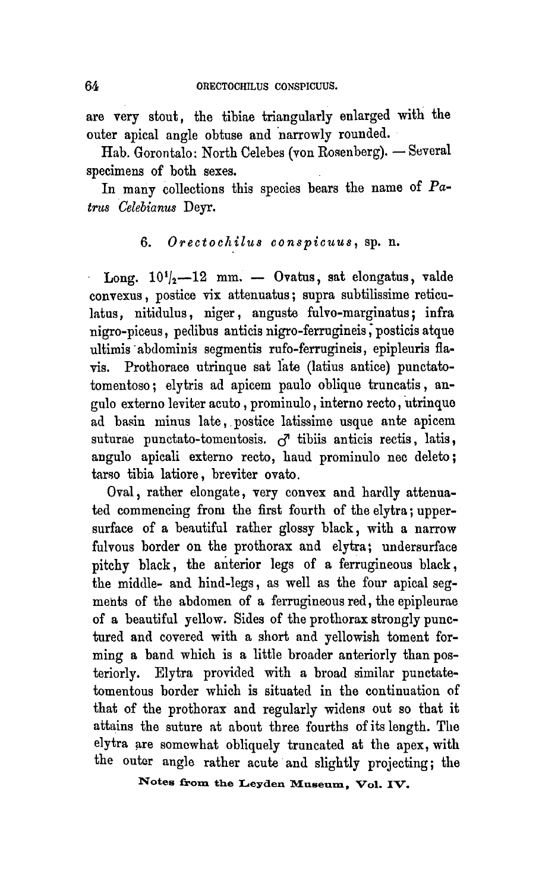are very stout, the tibiae triangularly enlarged with the outer apical angle obtuse and narrowly rounded.

Hab. Gorontalo: North Celebes (von Rosenberg). — Several specimens of both sexes.

In many collections this species bears the name of *Patrus Celebianus* Deyr.

### 6. *Orectochilus conspicuus*, sp. n.

Long. $10^1/_2$—12 mm. — Ovatus, sat elongatus, valde convexus, postice vix attenuatus; supra subtilissime reticulatus, nitidulus, niger, anguste fulvo-marginatus; infra nigro-piceus, pedibus anticis nigro-ferrugineis, posticis atque ultimis abdominis segmentis rufo-ferrugineis, epipleuris flavis. Prothorace utrinque sat late (latius antice) punctato-tomentoso; elytris ad apicem paulo oblique truncatis, angulo externo leviter acuto, prominulo, interno recto, utrinque ad basin minus late, postice latissime usque ante apicem suturae punctato-tomentosis. ♂ tibiis anticis rectis, latis, angulo apicali externo recto, haud prominulo nec deleto; tarso tibia latiore, breviter ovato.

Oval, rather elongate, very convex and hardly attenuated commencing from the first fourth of the elytra; uppersurface of a beautiful rather glossy black, with a narrow fulvous border on the prothorax and elytra; undersurface pitchy black, the anterior legs of a ferrugineous black, the middle- and hind-legs, as well as the four apical segments of the abdomen of a ferrugineous red, the epipleurae of a beautiful yellow. Sides of the prothorax strongly punctured and covered with a short and yellowish toment forming a band which is a little broader anteriorly than posteriorly. Elytra provided with a broad similar punctate-tomentous border which is situated in the continuation of that of the prothorax and regularly widens out so that it attains the suture at about three fourths of its length. The elytra are somewhat obliquely truncated at the apex, with the outer angle rather acute and slightly projecting; the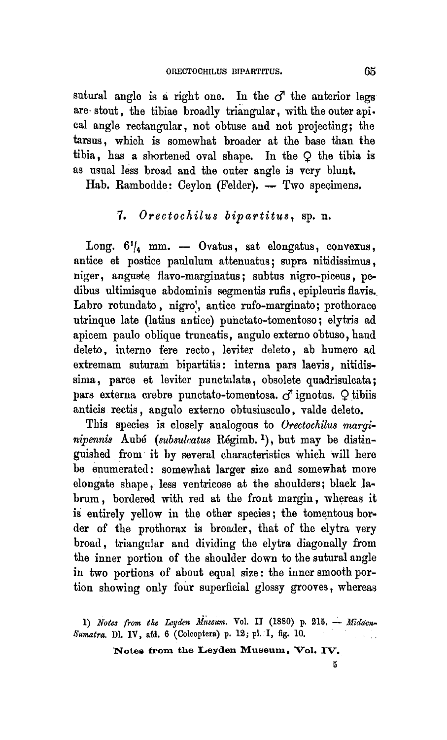sutural angle is a right one. In the ♂ the anterior legs are stout, the tibiae broadly triangular, with the outer apical angle rectangular, not obtuse and not projecting; the tarsus, which is somewhat broader at the base than the tibia, has a shortened oval shape. In the ♀ the tibia is as usual less broad and the outer angle is very blunt.

Hab. Rambodde: Ceylon (Felder). — Two specimens.

### 7. *Orectochilus bipartitus*, sp. n.

Long. $6\frac{1}{4}$ mm. — Ovatus, sat elongatus, convexus, antice et postice paululum attenuatus; supra nitidissimus, niger, anguste flavo-marginatus; subtus nigro-piceus, pedibus ultimisque abdominis segmentis rufis, epipleuris flavis. Labro rotundato, nigro, antice rufo-marginato; prothorace utrinque late (latius antice) punctato-tomentoso; elytris ad apicem paulo oblique truncatis, angulo externo obtuso, haud deleto, interno fere recto, leviter deleto, ab humero ad extremam suturam bipartitis: interna pars laevis, nitidissima, parce et leviter punctulata, obsolete quadrisulcata; pars externa crebre punctato-tomentosa. ♂ ignotus. ♀ tibiis anticis rectis, angulo externo obtusiusculo, valde deleto.

This species is closely analogous to *Orectochilus marginipennis* Aubé (*subsulcatus* Régimb. [1]), but may be distinguished from it by several characteristics which will here be enumerated: somewhat larger size and somewhat more elongate shape, less ventricose at the shoulders; black labrum, bordered with red at the front margin, whereas it is entirely yellow in the other species; the tomentous border of the prothorax is broader, that of the elytra very broad, triangular and dividing the elytra diagonally from the inner portion of the shoulder down to the sutural angle in two portions of about equal size: the inner smooth portion showing only four superficial glossy grooves, whereas

1) *Notes from the Leyden Museum*. Vol. II (1880) p. 215. — *Midden-Sumatra*. Dl. IV, afd. 6 (Coleoptera) p. 12; pl. I, fig. 10.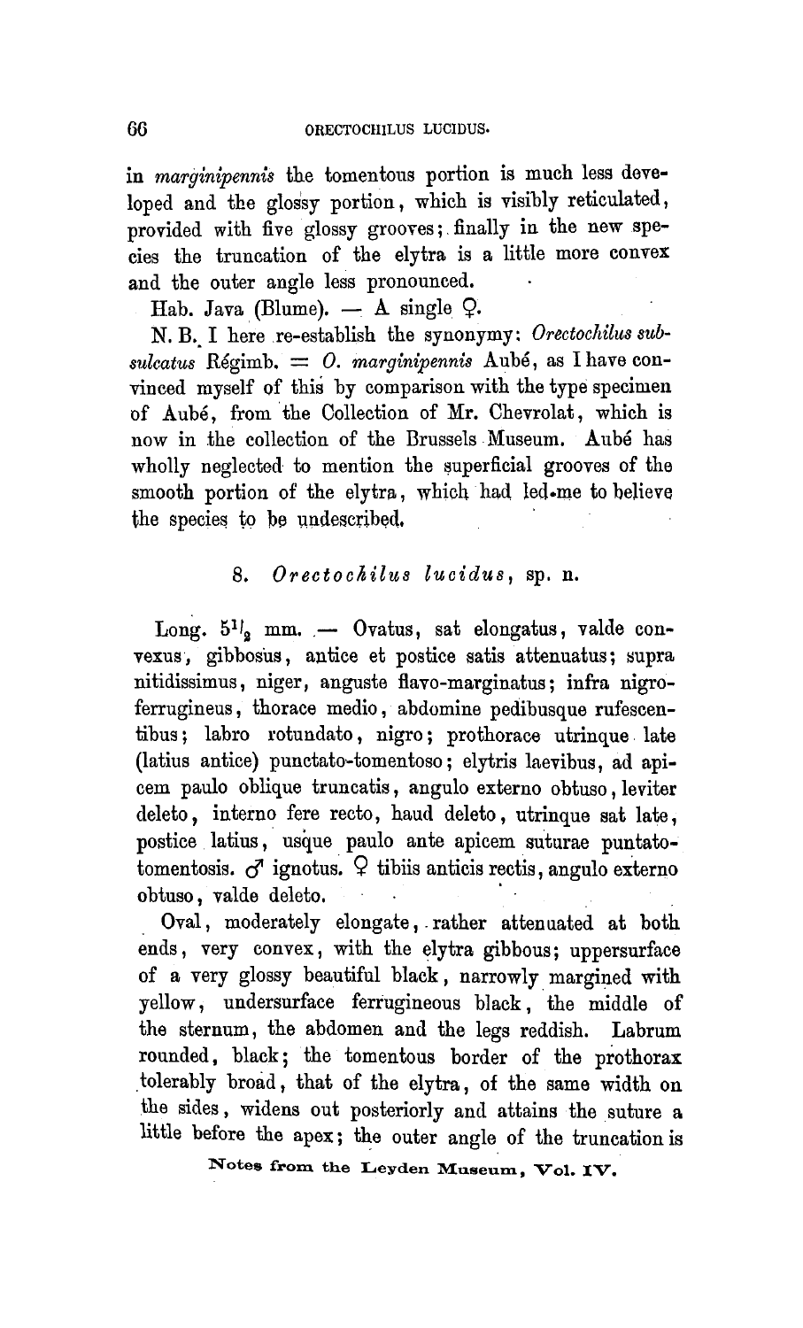in *marginipennis* the tomentous portion is much less developed and the glossy portion, which is visibly reticulated, provided with five glossy grooves; finally in the new species the truncation of the elytra is a little more convex and the outer angle less pronounced.

Hab. Java (Blume). — A single ♀.

N. B. I here re-establish the synonymy: *Orectochilus subsulcatus* Régimb. = *O. marginipennis* Aubé, as I have convinced myself of this by comparison with the type specimen of Aubé, from the Collection of Mr. Chevrolat, which is now in the collection of the Brussels Museum. Aubé has wholly neglected to mention the superficial grooves of the smooth portion of the elytra, which had led me to believe the species to be undescribed.

### 8. *Orectochilus lucidus*, sp. n.

Long. $5^1/_2$ mm. — Ovatus, sat elongatus, valde convexus, gibbosus, antice et postice satis attenuatus; supra nitidissimus, niger, anguste flavo-marginatus; infra nigro-ferrugineus, thorace medio, abdomine pedibusque rufescentibus; labro rotundato, nigro; prothorace utrinque late (latius antice) punctato-tomentoso; elytris laevibus, ad apicem paulo oblique truncatis, angulo externo obtuso, leviter deleto, interno fere recto, haud deleto, utrinque sat late, postice latius, usque paulo ante apicem suturae puntato-tomentosis. ♂ ignotus. ♀ tibiis anticis rectis, angulo externo obtuso, valde deleto.

Oval, moderately elongate, rather attenuated at both ends, very convex, with the elytra gibbous; uppersurface of a very glossy beautiful black, narrowly margined with yellow, undersurface ferrugineous black, the middle of the sternum, the abdomen and the legs reddish. Labrum rounded, black; the tomentous border of the prothorax tolerably broad, that of the elytra, of the same width on the sides, widens out posteriorly and attains the suture a little before the apex; the outer angle of the truncation is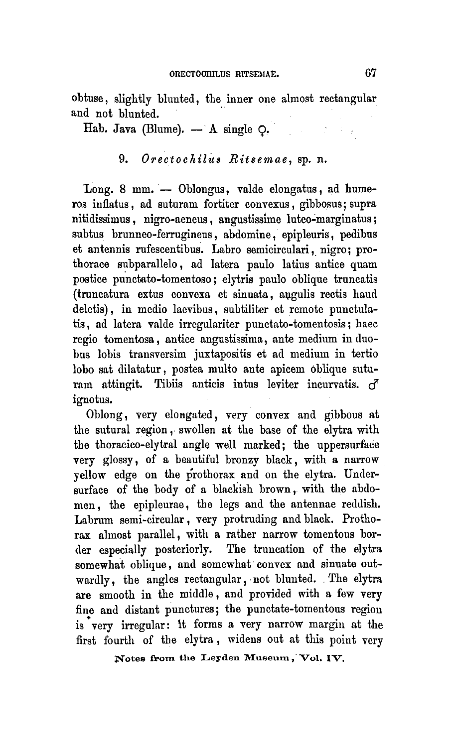obtuse, slightly blunted, the inner one almost rectangular and not blunted.

Hab. Java (Blume). — A single ♀.

### 9. *Orectochilus Ritsemae*, sp. n.

Long. 8 mm. — Oblongus, valde elongatus, ad humeros inflatus, ad suturam fortiter convexus, gibbosus; supra nitidissimus, nigro-aeneus, angustissime luteo-marginatus; subtus brunneo-ferrugineus, abdomine, epipleuris, pedibus et antennis rufescentibus. Labro semicirculari, nigro; prothorace subparallelo, ad latera paulo latius antice quam postice punctato-tomentoso; elytris paulo oblique truncatis (truncatura extus convexa et sinuata, angulis rectis haud deletis), in medio laevibus, subtiliter et remote punctulatis, ad latera valde irregulariter punctato-tomentosis; haec regio tomentosa, antice angustissima, ante medium in duobus lobis transversim juxtapositis et ad medium in tertio lobo sat dilatatur, postea multo ante apicem oblique suturam attingit. Tibiis anticis intus leviter incurvatis. ♂ ignotus.

Oblong, very elongated, very convex and gibbous at the sutural region, swollen at the base of the elytra with the thoracico-elytral angle well marked; the uppersurface very glossy, of a beautiful bronzy black, with a narrow yellow edge on the prothorax and on the elytra. Undersurface of the body of a blackish brown, with the abdomen, the epipleurae, the legs and the antennae reddish. Labrum semi-circular, very protruding and black. Prothorax almost parallel, with a rather narrow tomentous border especially posteriorly. The truncation of the elytra somewhat oblique, and somewhat convex and sinuate outwardly, the angles rectangular, not blunted. The elytra are smooth in the middle, and provided with a few very fine and distant punctures; the punctate-tomentous region is very irregular: it forms a very narrow margin at the first fourth of the elytra, widens out at this point very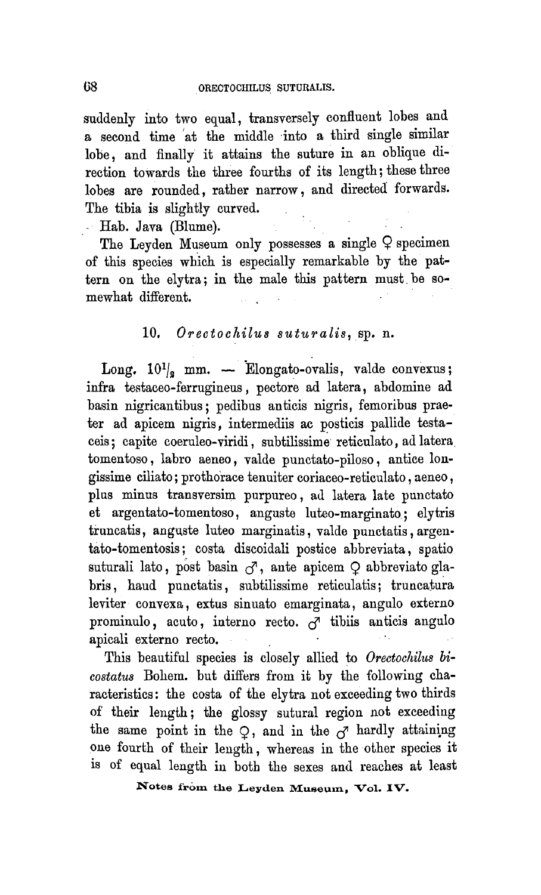suddenly into two equal, transversely confluent lobes and a second time at the middle into a third single similar lobe, and finally it attains the suture in an oblique direction towards the three fourths of its length; these three lobes are rounded, rather narrow, and directed forwards. The tibia is slightly curved.

Hab. Java (Blume).

The Leyden Museum only possesses a single ♀ specimen of this species which is especially remarkable by the pattern on the elytra; in the male this pattern must be somewhat different.

### 10. *Orectochilus suturalis*, sp. n.

Long. $10^1/_2$ mm. — Elongato-ovalis, valde convexus; infra testaceo-ferrugineus, pectore ad latera, abdomine ad basin nigricantibus; pedibus anticis nigris, femoribus praeter ad apicem nigris, intermediis ac posticis pallide testaceis; capite coeruleo-viridi, subtilissime reticulato, ad latera tomentoso, labro aeneo, valde punctato-piloso, antice longissime ciliato; prothorace tenuiter coriaceo-reticulato, aeneo, plus minus transversim purpureo, ad latera late punctato et argentato-tomentoso, anguste luteo-marginato; elytris truncatis, anguste luteo marginatis, valde punctatis, argentato-tomentosis; costa discoidali postice abbreviata, spatio suturali lato, post basin ♂, ante apicem ♀ abbreviato glabris, haud punctatis, subtilissime reticulatis; truncatura leviter convexa, extus sinuato emarginata, angulo externo prominulo, acuto, interno recto. ♂ tibiis anticis angulo apicali externo recto.

This beautiful species is closely allied to *Orectochilus bicostatus* Bohem. but differs from it by the following characteristics: the costa of the elytra not exceeding two thirds of their length; the glossy sutural region not exceeding the same point in the ♀, and in the ♂ hardly attaining one fourth of their length, whereas in the other species it is of equal length in both the sexes and reaches at least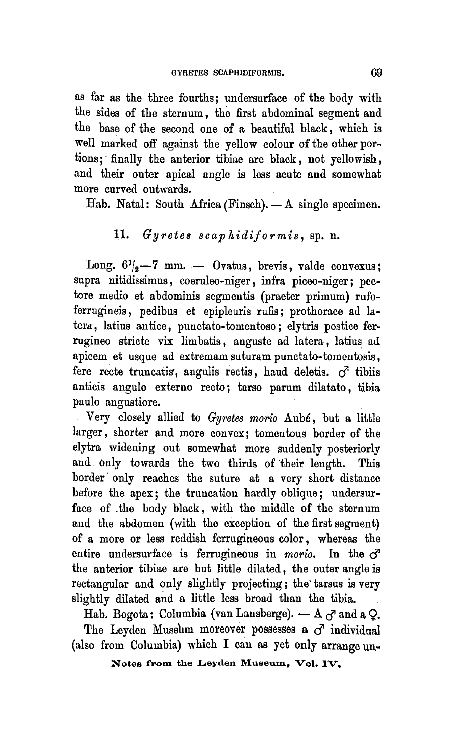as far as the three fourths; undersurface of the body with the sides of the sternum, the first abdominal segment and the base of the second one of a beautiful black, which is well marked off against the yellow colour of the other portions; finally the anterior tibiae are black, not yellowish, and their outer apical angle is less acute and somewhat more curved outwards.

Hab. Natal: South Africa (Finsch). — A single specimen.

## 11. *Gyretes scaphidiformis*, sp. n.

Long. $6^{1}/_{2}$—7 mm. — Ovatus, brevis, valde convexus; supra nitidissimus, coeruleo-niger, infra piceo-niger; pectore medio et abdominis segmentis (praeter primum) rufo-ferrugineis, pedibus et epipleuris rufis; prothorace ad latera, latius antice, punctato-tomentoso; elytris postice ferrugineo stricte vix limbatis, anguste ad latera, latius ad apicem et usque ad extremam suturam punctato-tomentosis, fere recte truncatis, angulis rectis, haud deletis. ♂ tibiis anticis angulo externo recto; tarso parum dilatato, tibia paulo angustiore.

Very closely allied to *Gyretes morio* Aubé, but a little larger, shorter and more convex; tomentous border of the elytra widening out somewhat more suddenly posteriorly and only towards the two thirds of their length. This border only reaches the suture at a very short distance before the apex; the truncation hardly oblique; undersurface of the body black, with the middle of the sternum and the abdomen (with the exception of the first segment) of a more or less reddish ferrugineous color, whereas the entire undersurface is ferrugineous in *morio*. In the ♂ the anterior tibiae are but little dilated, the outer angle is rectangular and only slightly projecting; the tarsus is very slightly dilated and a little less broad than the tibia.

Hab. Bogota: Columbia (van Lansberge). — A ♂ and a ♀.

The Leyden Museum moreover possesses a ♂ individual (also from Columbia) which I can as yet only arrange un-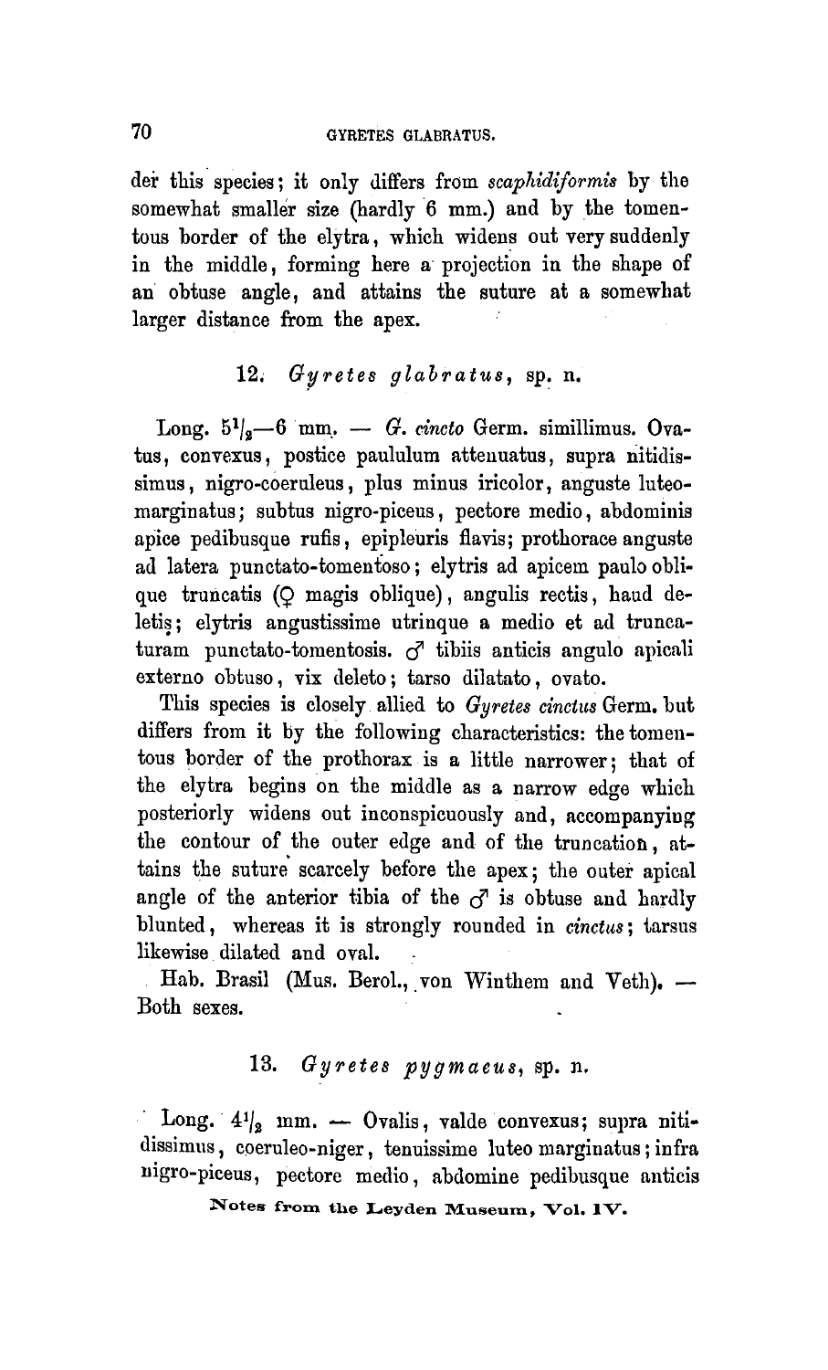der this species; it only differs from *scaphidiformis* by the somewhat smaller size (hardly 6 mm.) and by the tomentous border of the elytra, which widens out very suddenly in the middle, forming here a projection in the shape of an obtuse angle, and attains the suture at a somewhat larger distance from the apex.

### 12. *Gyretes glabratus*, sp. n.

Long. $5^1/_2$—6 mm. — *G. cincto* Germ. simillimus. Ovatus, convexus, postice paululum attenuatus, supra nitidissimus, nigro-coeruleus, plus minus iricolor, anguste luteo-marginatus; subtus nigro-piceus, pectore medio, abdominis apice pedibusque rufis, epipleuris flavis; prothorace anguste ad latera punctato-tomentoso; elytris ad apicem paulo oblique truncatis (♀ magis oblique), angulis rectis, haud deletis; elytris angustissime utrinque a medio et ad truncaturam punctato-tomentosis. ♂ tibiis anticis angulo apicali externo obtuso, vix deleto; tarso dilatato, ovato.

This species is closely allied to *Gyretes cinctus* Germ. but differs from it by the following characteristics: the tomentous border of the prothorax is a little narrower; that of the elytra begins on the middle as a narrow edge which posteriorly widens out inconspicuously and, accompanying the contour of the outer edge and of the truncation, attains the suture scarcely before the apex; the outer apical angle of the anterior tibia of the ♂ is obtuse and hardly blunted, whereas it is strongly rounded in *cinctus*; tarsus likewise dilated and oval.

Hab. Brasil (Mus. Berol., von Winthem and Veth). — Both sexes.

### 13. *Gyretes pygmaeus*, sp. n.

Long. $4^1/_2$ mm. — Ovalis, valde convexus; supra nitidissimus, coeruleo-niger, tenuissime luteo marginatus; infra nigro-piceus, pectore medio, abdomine pedibusque anticis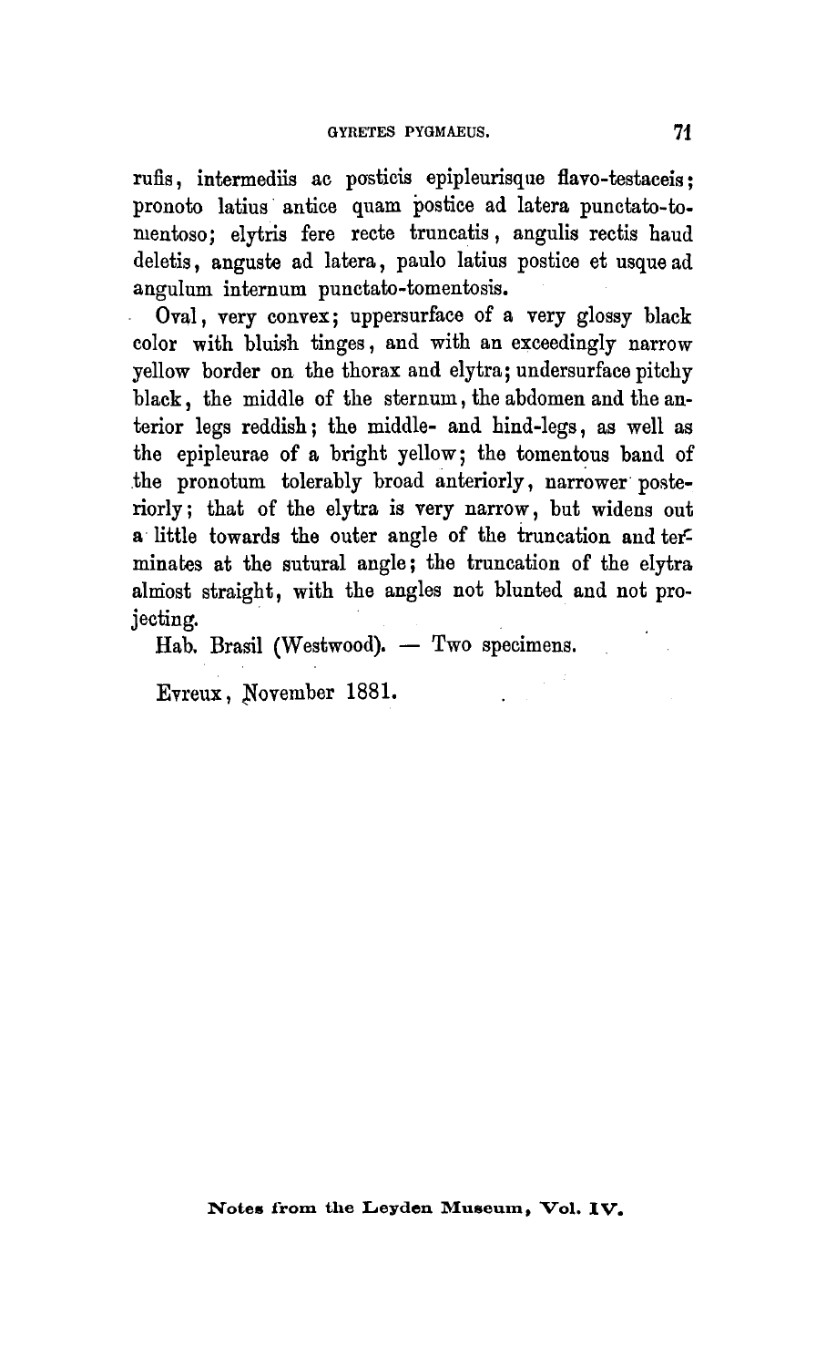rufis, intermediis ac posticis epipleurisque flavo-testaceis; pronoto latius antice quam postice ad latera punctato-tomentoso; elytris fere recte truncatis, angulis rectis haud deletis, anguste ad latera, paulo latius postice et usque ad angulum internum punctato-tomentosis.

Oval, very convex; uppersurface of a very glossy black color with bluish tinges, and with an exceedingly narrow yellow border on the thorax and elytra; undersurface pitchy black, the middle of the sternum, the abdomen and the anterior legs reddish; the middle- and hind-legs, as well as the epipleurae of a bright yellow; the tomentous band of the pronotum tolerably broad anteriorly, narrower posteriorly; that of the elytra is very narrow, but widens out a little towards the outer angle of the truncation and terminates at the sutural angle; the truncation of the elytra almost straight, with the angles not blunted and not projecting.

Hab. Brasil (Westwood). — Two specimens.

Evreux, November 1881.